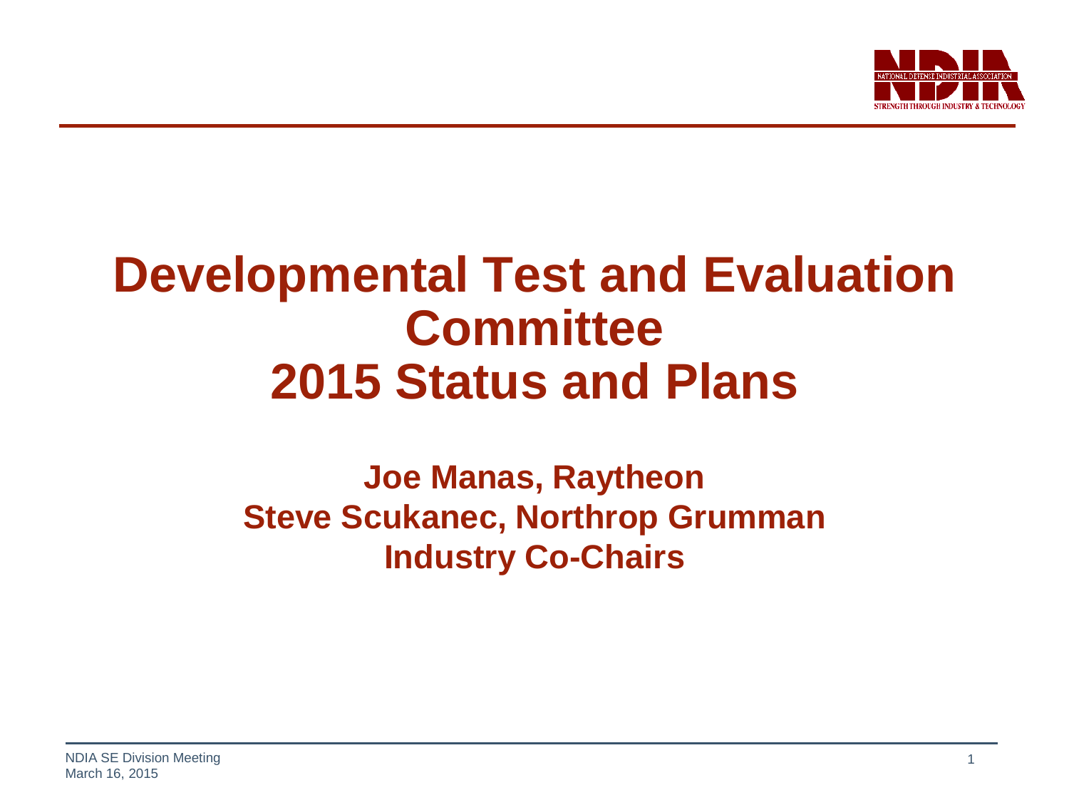# Developmental Test and Evaluation Committee 2015 Status and Plans

**Joe Manas, Raytheon**
**Steve Scukanec, Northrop Grumman**
**Industry Co-Chairs**

NDIA SE Division Meeting
March 16, 2015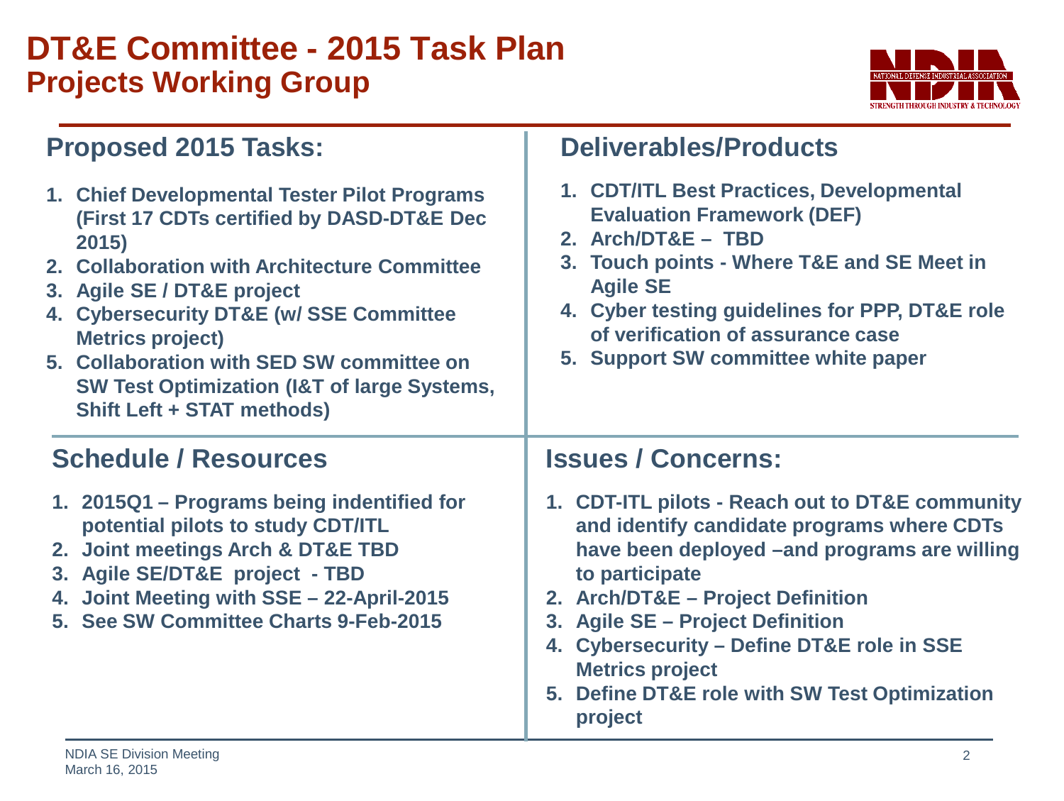# DT&E Committee - 2015 Task Plan
## Projects Working Group

### Proposed 2015 Tasks:

1. **Chief Developmental Tester Pilot Programs (First 17 CDTs certified by DASD-DT&E Dec 2015)**
2. **Collaboration with Architecture Committee**
3. **Agile SE / DT&E project**
4. **Cybersecurity DT&E (w/ SSE Committee Metrics project)**
5. **Collaboration with SED SW committee on SW Test Optimization (I&T of large Systems, Shift Left + STAT methods)**

### Deliverables/Products

1. **CDT/ITL Best Practices, Developmental Evaluation Framework (DEF)**
2. **Arch/DT&E – TBD**
3. **Touch points - Where T&E and SE Meet in Agile SE**
4. **Cyber testing guidelines for PPP, DT&E role of verification of assurance case**
5. **Support SW committee white paper**

### Schedule / Resources

1. **2015Q1 – Programs being indentified for potential pilots to study CDT/ITL**
2. **Joint meetings Arch & DT&E TBD**
3. **Agile SE/DT&E project - TBD**
4. **Joint Meeting with SSE – 22-April-2015**
5. **See SW Committee Charts 9-Feb-2015**

### Issues / Concerns:

1. **CDT-ITL pilots - Reach out to DT&E community and identify candidate programs where CDTs have been deployed –and programs are willing to participate**
2. **Arch/DT&E – Project Definition**
3. **Agile SE – Project Definition**
4. **Cybersecurity – Define DT&E role in SSE Metrics project**
5. **Define DT&E role with SW Test Optimization project**

NDIA SE Division Meeting
March 16, 2015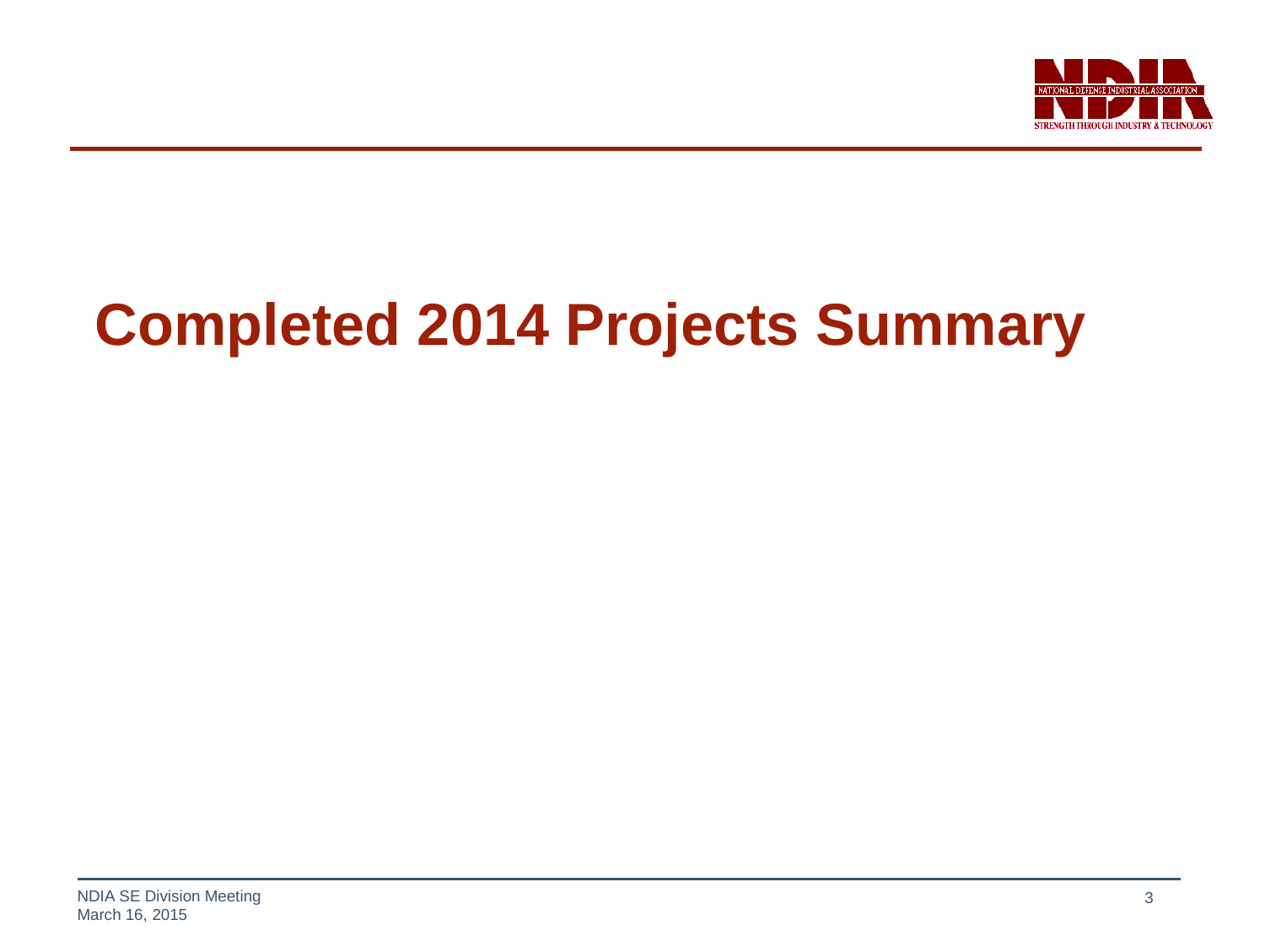# Completed 2014 Projects Summary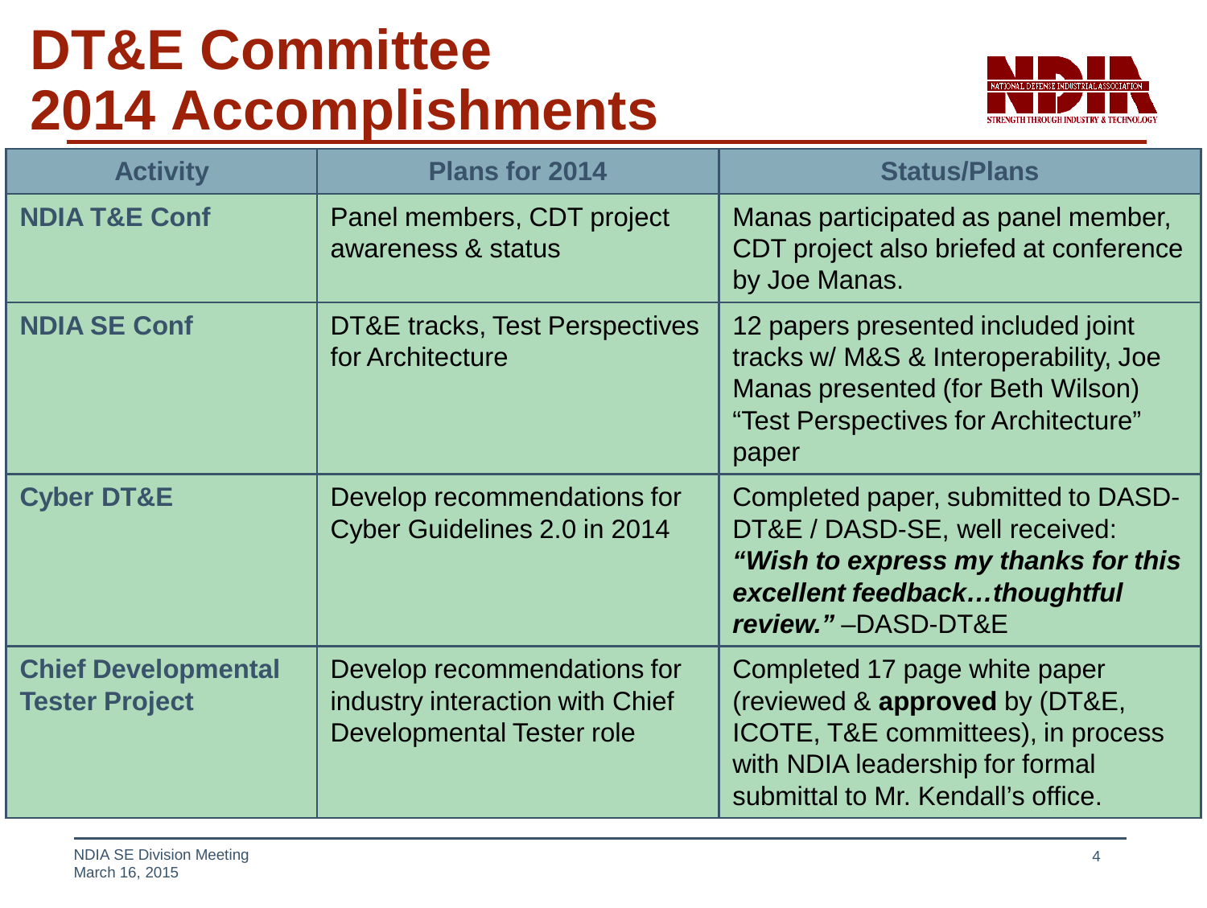# DT&E Committee 2014 Accomplishments

| Activity | Plans for 2014 | Status/Plans |
|---|---|---|
| **NDIA T&E Conf** | Panel members, CDT project awareness & status | Manas participated as panel member, CDT project also briefed at conference by Joe Manas. |
| **NDIA SE Conf** | DT&E tracks, Test Perspectives for Architecture | 12 papers presented included joint tracks w/ M&S & Interoperability, Joe Manas presented (for Beth Wilson) "Test Perspectives for Architecture" paper |
| **Cyber DT&E** | Develop recommendations for Cyber Guidelines 2.0 in 2014 | Completed paper, submitted to DASD-DT&E / DASD-SE, well received: ***"Wish to express my thanks for this excellent feedback…thoughtful review."*** –DASD-DT&E |
| **Chief Developmental Tester Project** | Develop recommendations for industry interaction with Chief Developmental Tester role | Completed 17 page white paper (reviewed & **approved** by (DT&E, ICOTE, T&E committees), in process with NDIA leadership for formal submittal to Mr. Kendall's office. |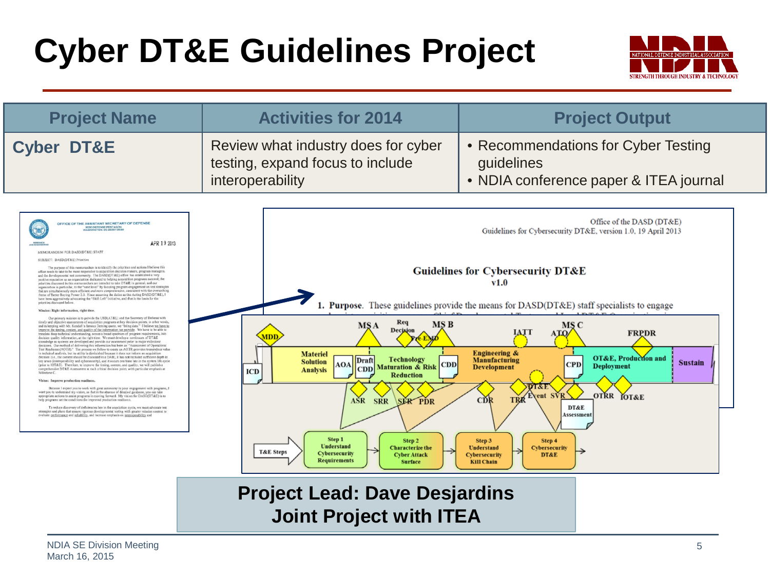# Cyber DT&E Guidelines Project

| Project Name | Activities for 2014 | Project Output |
|---|---|---|
| **Cyber DT&E** | Review what industry does for cyber testing, expand focus to include interoperability | • Recommendations for Cyber Testing guidelines<br>• NDIA conference paper & ITEA journal |

**Project Lead: Dave Desjardins**
**Joint Project with ITEA**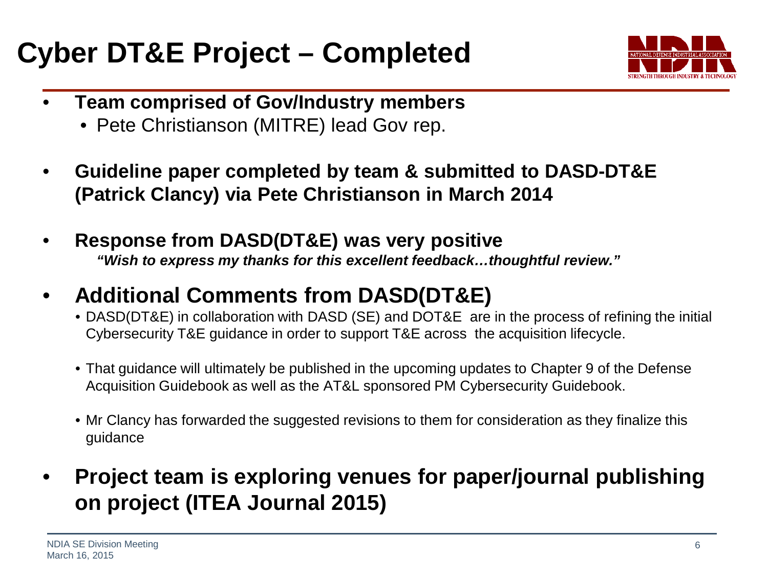# Cyber DT&E Project – Completed

- **Team comprised of Gov/Industry members**
  - Pete Christianson (MITRE) lead Gov rep.
- **Guideline paper completed by team & submitted to DASD-DT&E (Patrick Clancy) via Pete Christianson in March 2014**
- **Response from DASD(DT&E) was very positive**
  ***"Wish to express my thanks for this excellent feedback…thoughtful review."***
- **Additional Comments from DASD(DT&E)**
  - DASD(DT&E) in collaboration with DASD (SE) and DOT&E are in the process of refining the initial Cybersecurity T&E guidance in order to support T&E across the acquisition lifecycle.
  - That guidance will ultimately be published in the upcoming updates to Chapter 9 of the Defense Acquisition Guidebook as well as the AT&L sponsored PM Cybersecurity Guidebook.
  - Mr Clancy has forwarded the suggested revisions to them for consideration as they finalize this guidance
- **Project team is exploring venues for paper/journal publishing on project (ITEA Journal 2015)**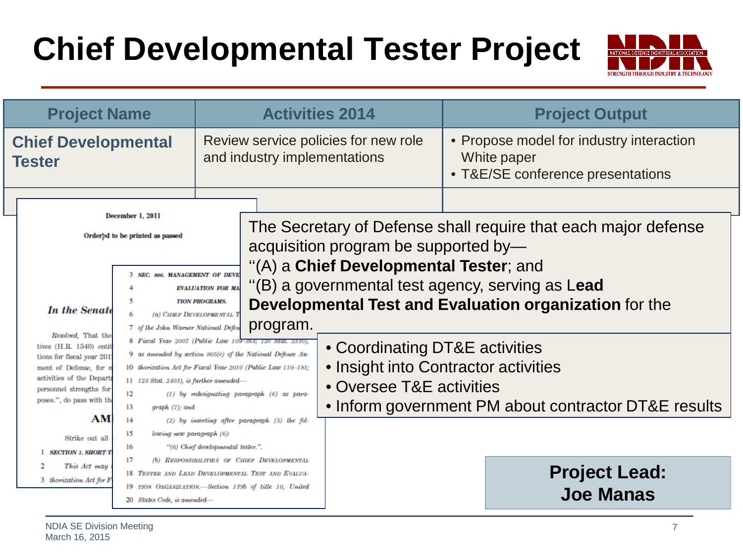# Chief Developmental Tester Project

| Project Name | Activities 2014 | Project Output |
|---|---|---|
| **Chief Developmental Tester** | Review service policies for new role and industry implementations | • Propose model for industry interaction White paper<br>• T&E/SE conference presentations |

December 1, 2011

Ordered to be printed as passed

*In the Senate*

*Resolved*, That the ... tives (H.R. 1540) entit... tions for fiscal year 201... ment of Defense, for m... activities of the Departm... personnel strengths for... poses.", do pass with th...

**AM**

Strike out all ...

1 SECTION 1. SHORT T...

2 *This Act may* ...

3 *thorization Act for F*...

3 SEC. 806. MANAGEMENT OF DEVE...

4 EVALUATION FOR MA...

5 TION PROGRAMS.

6 (a) CHIEF DEVELOPMENTAL T...

7 of the John Warner National Defen...

8 Fiscal Year 2007 (Public Law 109–364; 120 Stat. 2330),

9 as amended by section 805(c) of the National Defense Au-

10 thorization Act for Fiscal Year 2010 (Public Law 110–181;

11 123 Stat. 2403), is further amended—

12 (1) by redesignating paragraph (6) as para-

13 graph (7); and

14 (2) by inserting after paragraph (5) the fol-

15 lowing new paragraph (6):

16 "(6) Chief developmental tester.".

17 (b) RESPONSIBILITIES OF CHIEF DEVELOPMENTAL

18 TESTER AND LEAD DEVELOPMENTAL TEST AND EVALUA-

19 TION ORGANIZATION.—Section 139b of title 10, United

20 States Code, is amended—

The Secretary of Defense shall require that each major defense acquisition program be supported by—

''(A) a **Chief Developmental Tester**; and

''(B) a governmental test agency, serving as L**ead Developmental Test and Evaluation organization** for the program.

- Coordinating DT&E activities
- Insight into Contractor activities
- Oversee T&E activities
- Inform government PM about contractor DT&E results

**Project Lead: Joe Manas**

NDIA SE Division Meeting
March 16, 2015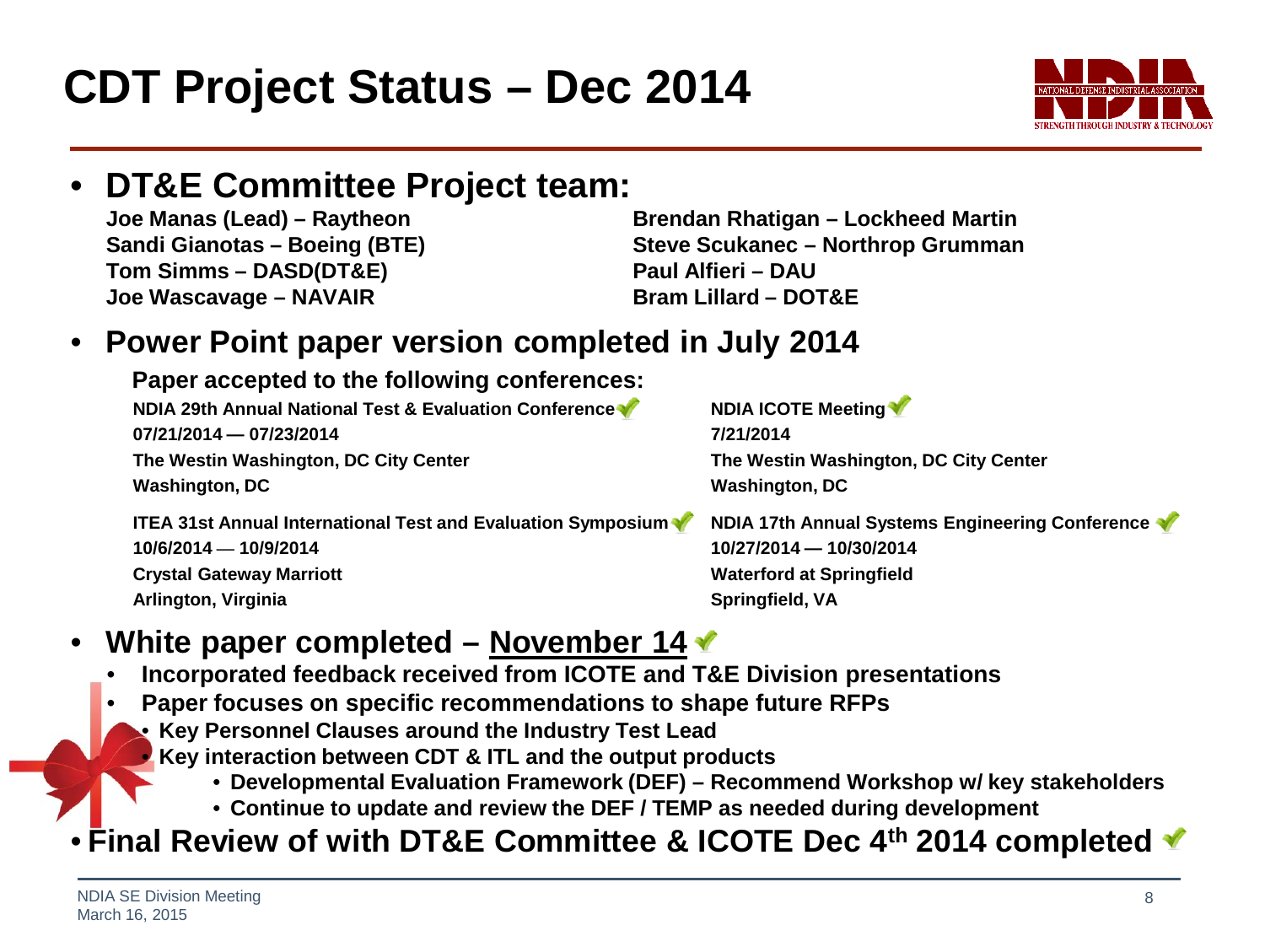# CDT Project Status – Dec 2014

- **DT&E Committee Project team:**

  **Joe Manas (Lead) – Raytheon**
  **Sandi Gianotas – Boeing (BTE)**
  **Tom Simms – DASD(DT&E)**
  **Joe Wascavage – NAVAIR**
  **Brendan Rhatigan – Lockheed Martin**
  **Steve Scukanec – Northrop Grumman**
  **Paul Alfieri – DAU**
  **Bram Lillard – DOT&E**

- **Power Point paper version completed in July 2014**

  **Paper accepted to the following conferences:**

  **NDIA 29th Annual National Test & Evaluation Conference** ✓
  **07/21/2014 — 07/23/2014**
  **The Westin Washington, DC City Center**
  **Washington, DC**

  **NDIA ICOTE Meeting** ✓
  **7/21/2014**
  **The Westin Washington, DC City Center**
  **Washington, DC**

  **ITEA 31st Annual International Test and Evaluation Symposium** ✓
  **10/6/2014 — 10/9/2014**
  **Crystal Gateway Marriott**
  **Arlington, Virginia**

  **NDIA 17th Annual Systems Engineering Conference** ✓
  **10/27/2014 — 10/30/2014**
  **Waterford at Springfield**
  **Springfield, VA**

- **White paper completed – November 14** ✓
  - **Incorporated feedback received from ICOTE and T&E Division presentations**
  - **Paper focuses on specific recommendations to shape future RFPs**
    - **Key Personnel Clauses around the Industry Test Lead**
    - **Key interaction between CDT & ITL and the output products**
      - **Developmental Evaluation Framework (DEF) – Recommend Workshop w/ key stakeholders**
      - **Continue to update and review the DEF / TEMP as needed during development**

- **Final Review of with DT&E Committee & ICOTE Dec 4th 2014 completed** ✓

NDIA SE Division Meeting
March 16, 2015